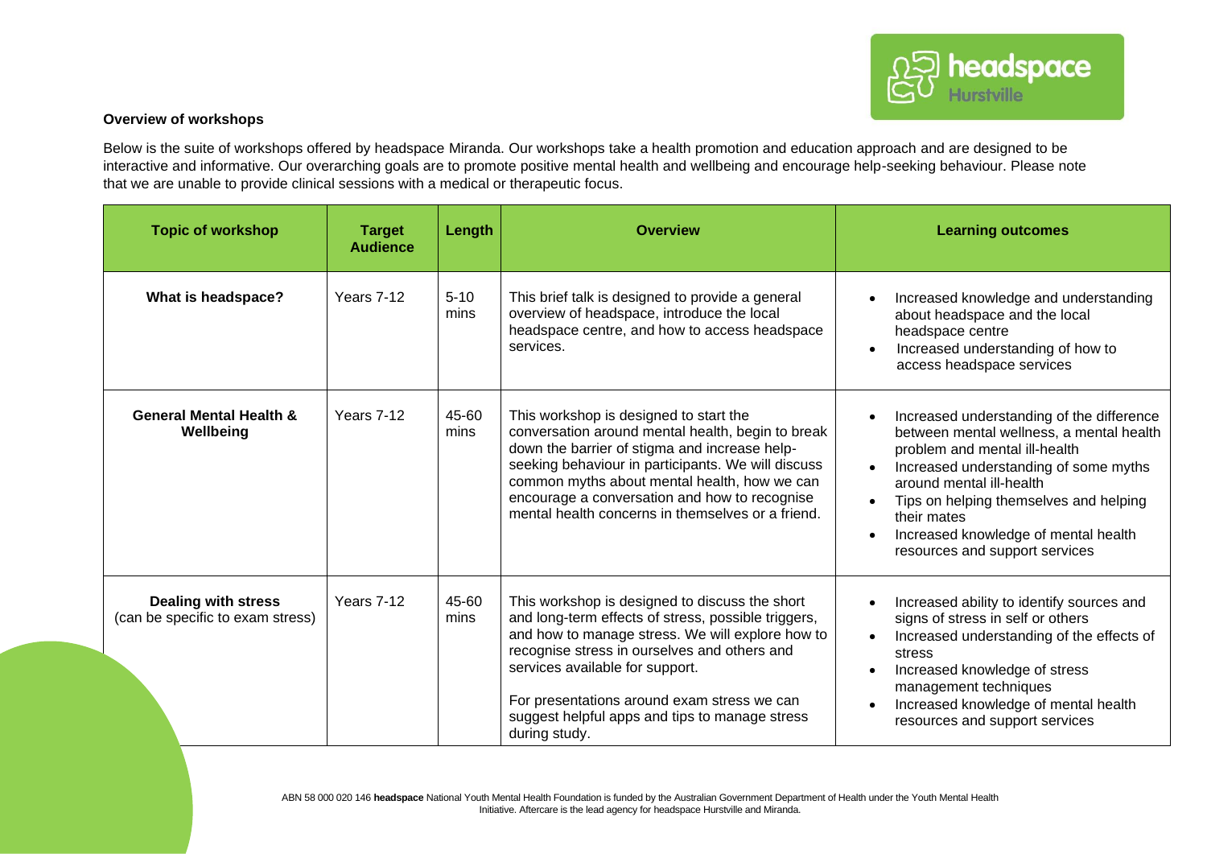**Overview of workshops**

Below is the suite of workshops offered by headspace Miranda. Our workshops take a health promotion and education approach and are designed to be interactive and informative. Our overarching goals are to promote positive mental health and wellbeing and encourage help-seeking behaviour. Please note that we are unable to provide clinical sessions with a medical or therapeutic focus.

| Topic of workshop | Target Audience | Length | Overview | Learning outcomes |
|---|---|---|---|---|
| **What is headspace?** | Years 7-12 | 5-10 mins | This brief talk is designed to provide a general overview of headspace, introduce the local headspace centre, and how to access headspace services. | • Increased knowledge and understanding about headspace and the local headspace centre<br>• Increased understanding of how to access headspace services |
| **General Mental Health & Wellbeing** | Years 7-12 | 45-60 mins | This workshop is designed to start the conversation around mental health, begin to break down the barrier of stigma and increase help-seeking behaviour in participants. We will discuss common myths about mental health, how we can encourage a conversation and how to recognise mental health concerns in themselves or a friend. | • Increased understanding of the difference between mental wellness, a mental health problem and mental ill-health<br>• Increased understanding of some myths around mental ill-health<br>• Tips on helping themselves and helping their mates<br>• Increased knowledge of mental health resources and support services |
| **Dealing with stress** (can be specific to exam stress) | Years 7-12 | 45-60 mins | This workshop is designed to discuss the short and long-term effects of stress, possible triggers, and how to manage stress. We will explore how to recognise stress in ourselves and others and services available for support.<br><br>For presentations around exam stress we can suggest helpful apps and tips to manage stress during study. | • Increased ability to identify sources and signs of stress in self or others<br>• Increased understanding of the effects of stress<br>• Increased knowledge of stress management techniques<br>• Increased knowledge of mental health resources and support services |

ABN 58 000 020 146 **headspace** National Youth Mental Health Foundation is funded by the Australian Government Department of Health under the Youth Mental Health Initiative. Aftercare is the lead agency for headspace Hurstville and Miranda.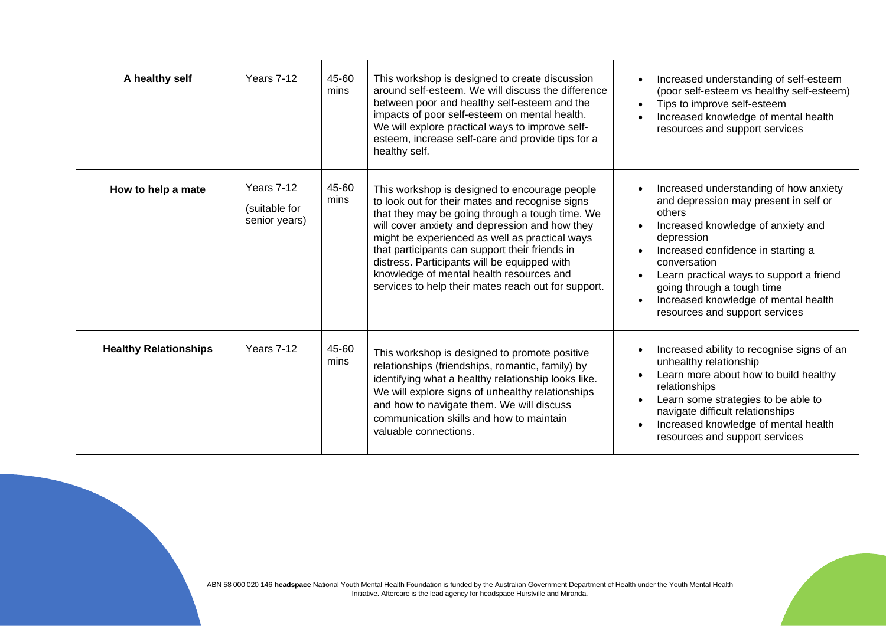| | | | | |
|---|---|---|---|---|
| **A healthy self** | Years 7-12 | 45-60 mins | This workshop is designed to create discussion around self-esteem. We will discuss the difference between poor and healthy self-esteem and the impacts of poor self-esteem on mental health. We will explore practical ways to improve self-esteem, increase self-care and provide tips for a healthy self. | • Increased understanding of self-esteem (poor self-esteem vs healthy self-esteem)<br>• Tips to improve self-esteem<br>• Increased knowledge of mental health resources and support services |
| **How to help a mate** | Years 7-12 (suitable for senior years) | 45-60 mins | This workshop is designed to encourage people to look out for their mates and recognise signs that they may be going through a tough time. We will cover anxiety and depression and how they might be experienced as well as practical ways that participants can support their friends in distress. Participants will be equipped with knowledge of mental health resources and services to help their mates reach out for support. | • Increased understanding of how anxiety and depression may present in self or others<br>• Increased knowledge of anxiety and depression<br>• Increased confidence in starting a conversation<br>• Learn practical ways to support a friend going through a tough time<br>• Increased knowledge of mental health resources and support services |
| **Healthy Relationships** | Years 7-12 | 45-60 mins | This workshop is designed to promote positive relationships (friendships, romantic, family) by identifying what a healthy relationship looks like. We will explore signs of unhealthy relationships and how to navigate them. We will discuss communication skills and how to maintain valuable connections. | • Increased ability to recognise signs of an unhealthy relationship<br>• Learn more about how to build healthy relationships<br>• Learn some strategies to be able to navigate difficult relationships<br>• Increased knowledge of mental health resources and support services |

ABN 58 000 020 146 **headspace** National Youth Mental Health Foundation is funded by the Australian Government Department of Health under the Youth Mental Health Initiative. Aftercare is the lead agency for headspace Hurstville and Miranda.